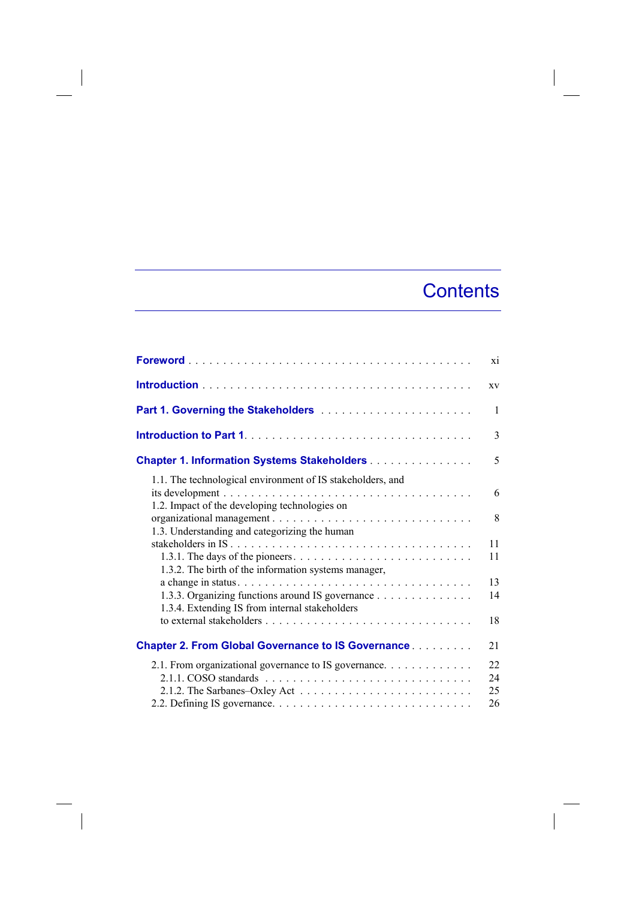# Contents

**Foreword** . . . . . . . . . . . . . . . . . . . . . . . . . . . . . . . . . . . . . . . . xi

**Introduction** . . . . . . . . . . . . . . . . . . . . . . . . . . . . . . . . . . . . . . . xv

**Part 1. Governing the Stakeholders** . . . . . . . . . . . . . . . . . . . . . . 1

**Introduction to Part 1** . . . . . . . . . . . . . . . . . . . . . . . . . . . . . . . . 3

**Chapter 1. Information Systems Stakeholders** . . . . . . . . . . . . . . . 5

- 1.1. The technological environment of IS stakeholders, and its development . . . . . . . . . . . . . . . . . . . . . . . . . . . . . . . . . . . 6
- 1.2. Impact of the developing technologies on organizational management . . . . . . . . . . . . . . . . . . . . . . . . . . . . . . 8
- 1.3. Understanding and categorizing the human stakeholders in IS . . . . . . . . . . . . . . . . . . . . . . . . . . . . . . . . . 11
  - 1.3.1. The days of the pioneers . . . . . . . . . . . . . . . . . . . . . . . . . 11
  - 1.3.2. The birth of the information systems manager, a change in status . . . . . . . . . . . . . . . . . . . . . . . . . . . . . . . . 13
  - 1.3.3. Organizing functions around IS governance . . . . . . . . . . . . . . 14
  - 1.3.4. Extending IS from internal stakeholders to external stakeholders . . . . . . . . . . . . . . . . . . . . . . . . . . . . 18

**Chapter 2. From Global Governance to IS Governance** . . . . . . . . . 21

- 2.1. From organizational governance to IS governance. . . . . . . . . . . . . 22
  - 2.1.1. COSO standards . . . . . . . . . . . . . . . . . . . . . . . . . . . . . 24
  - 2.1.2. The Sarbanes–Oxley Act . . . . . . . . . . . . . . . . . . . . . . . . 25
- 2.2. Defining IS governance. . . . . . . . . . . . . . . . . . . . . . . . . . . . 26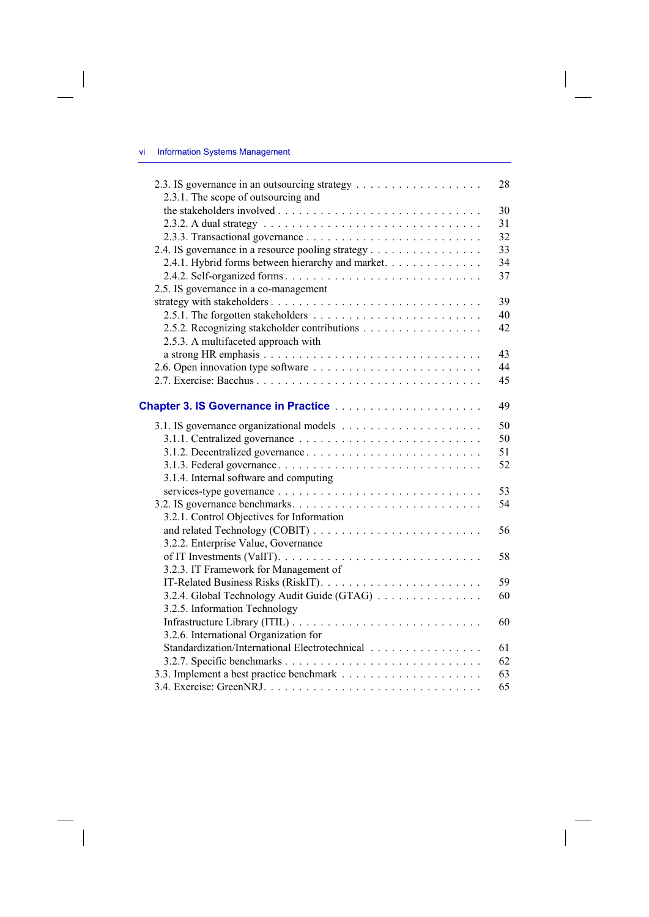2.3. IS governance in an outsourcing strategy . . . . . . . . . . . . . . . . . . 28
    2.3.1. The scope of outsourcing and the stakeholders involved . . . . . . . . . . . . . . . . . . . . . . . . . . . . 30
    2.3.2. A dual strategy . . . . . . . . . . . . . . . . . . . . . . . . . . . . . . 31
    2.3.3. Transactional governance . . . . . . . . . . . . . . . . . . . . . . . . 32
2.4. IS governance in a resource pooling strategy . . . . . . . . . . . . . . . . 33
    2.4.1. Hybrid forms between hierarchy and market. . . . . . . . . . . . . 34
    2.4.2. Self-organized forms . . . . . . . . . . . . . . . . . . . . . . . . . . 37
2.5. IS governance in a co-management strategy with stakeholders . . . . . . . . . . . . . . . . . . . . . . . . . . . . 39
    2.5.1. The forgotten stakeholders . . . . . . . . . . . . . . . . . . . . . . . 40
    2.5.2. Recognizing stakeholder contributions . . . . . . . . . . . . . . . . 42
    2.5.3. A multifaceted approach with a strong HR emphasis . . . . . . . . . . . . . . . . . . . . . . . . . . . . . 43
2.6. Open innovation type software . . . . . . . . . . . . . . . . . . . . . . . 44
2.7. Exercise: Bacchus . . . . . . . . . . . . . . . . . . . . . . . . . . . . . . 45

**Chapter 3. IS Governance in Practice** . . . . . . . . . . . . . . . . . . . . . 49

3.1. IS governance organizational models . . . . . . . . . . . . . . . . . . . . 50
    3.1.1. Centralized governance . . . . . . . . . . . . . . . . . . . . . . . . . 50
    3.1.2. Decentralized governance . . . . . . . . . . . . . . . . . . . . . . . . 51
    3.1.3. Federal governance . . . . . . . . . . . . . . . . . . . . . . . . . . . 52
    3.1.4. Internal software and computing services-type governance . . . . . . . . . . . . . . . . . . . . . . . . . . . . 53
3.2. IS governance benchmarks. . . . . . . . . . . . . . . . . . . . . . . . . . 54
    3.2.1. Control Objectives for Information and related Technology (COBIT) . . . . . . . . . . . . . . . . . . . . . . . . 56
    3.2.2. Enterprise Value, Governance of IT Investments (ValIT). . . . . . . . . . . . . . . . . . . . . . . . . . . . 58
    3.2.3. IT Framework for Management of IT-Related Business Risks (RiskIT). . . . . . . . . . . . . . . . . . . . . . . 59
    3.2.4. Global Technology Audit Guide (GTAG) . . . . . . . . . . . . . . . 60
    3.2.5. Information Technology Infrastructure Library (ITIL) . . . . . . . . . . . . . . . . . . . . . . . . . . 60
    3.2.6. International Organization for Standardization/International Electrotechnical . . . . . . . . . . . . . . . 61
    3.2.7. Specific benchmarks . . . . . . . . . . . . . . . . . . . . . . . . . . . 62
3.3. Implement a best practice benchmark . . . . . . . . . . . . . . . . . . . . 63
3.4. Exercise: GreenNRJ. . . . . . . . . . . . . . . . . . . . . . . . . . . . . . 65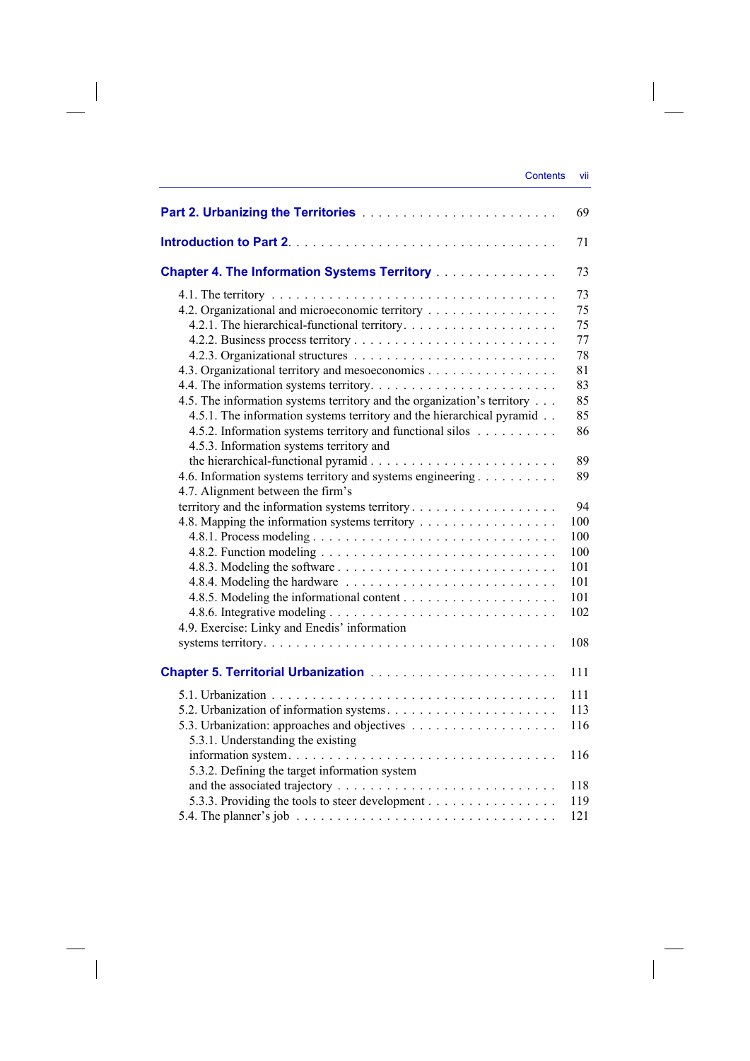Part 2. Urbanizing the Territories . . . . . . . . . . . . . . . . . . . . . . . . 69

Introduction to Part 2. . . . . . . . . . . . . . . . . . . . . . . . . . . . . . . . . 71

Chapter 4. The Information Systems Territory . . . . . . . . . . . . . . . . 73

4.1. The territory . . . . . . . . . . . . . . . . . . . . . . . . . . . . . . . . . . 73
4.2. Organizational and microeconomic territory . . . . . . . . . . . . . . . . 75
4.2.1. The hierarchical-functional territory. . . . . . . . . . . . . . . . . . . 75
4.2.2. Business process territory . . . . . . . . . . . . . . . . . . . . . . . . 77
4.2.3. Organizational structures . . . . . . . . . . . . . . . . . . . . . . . . 78
4.3. Organizational territory and mesoeconomics . . . . . . . . . . . . . . . 81
4.4. The information systems territory. . . . . . . . . . . . . . . . . . . . . . 83
4.5. The information systems territory and the organization's territory . . . 85
4.5.1. The information systems territory and the hierarchical pyramid . . 85
4.5.2. Information systems territory and functional silos . . . . . . . . . . 86
4.5.3. Information systems territory and the hierarchical-functional pyramid . . . . . . . . . . . . . . . . . . . . . . . . 89
4.6. Information systems territory and systems engineering . . . . . . . . . . 89
4.7. Alignment between the firm's territory and the information systems territory . . . . . . . . . . . . . . . . . . 94
4.8. Mapping the information systems territory . . . . . . . . . . . . . . . . 100
4.8.1. Process modeling . . . . . . . . . . . . . . . . . . . . . . . . . . . . 100
4.8.2. Function modeling . . . . . . . . . . . . . . . . . . . . . . . . . . . 100
4.8.3. Modeling the software . . . . . . . . . . . . . . . . . . . . . . . . . 101
4.8.4. Modeling the hardware . . . . . . . . . . . . . . . . . . . . . . . . . 101
4.8.5. Modeling the informational content . . . . . . . . . . . . . . . . . . 101
4.8.6. Integrative modeling . . . . . . . . . . . . . . . . . . . . . . . . . . 102
4.9. Exercise: Linky and Enedis' information systems territory. . . . . . . . . . . . . . . . . . . . . . . . . . . . . . . . . 108

Chapter 5. Territorial Urbanization . . . . . . . . . . . . . . . . . . . . . . 111

5.1. Urbanization . . . . . . . . . . . . . . . . . . . . . . . . . . . . . . . . . 111
5.2. Urbanization of information systems. . . . . . . . . . . . . . . . . . . . 113
5.3. Urbanization: approaches and objectives . . . . . . . . . . . . . . . . . 116
5.3.1. Understanding the existing information system. . . . . . . . . . . . . . . . . . . . . . . . . . . . . . . . . 116
5.3.2. Defining the target information system and the associated trajectory . . . . . . . . . . . . . . . . . . . . . . . . . . 118
5.3.3. Providing the tools to steer development . . . . . . . . . . . . . . . . 119
5.4. The planner's job . . . . . . . . . . . . . . . . . . . . . . . . . . . . . . 121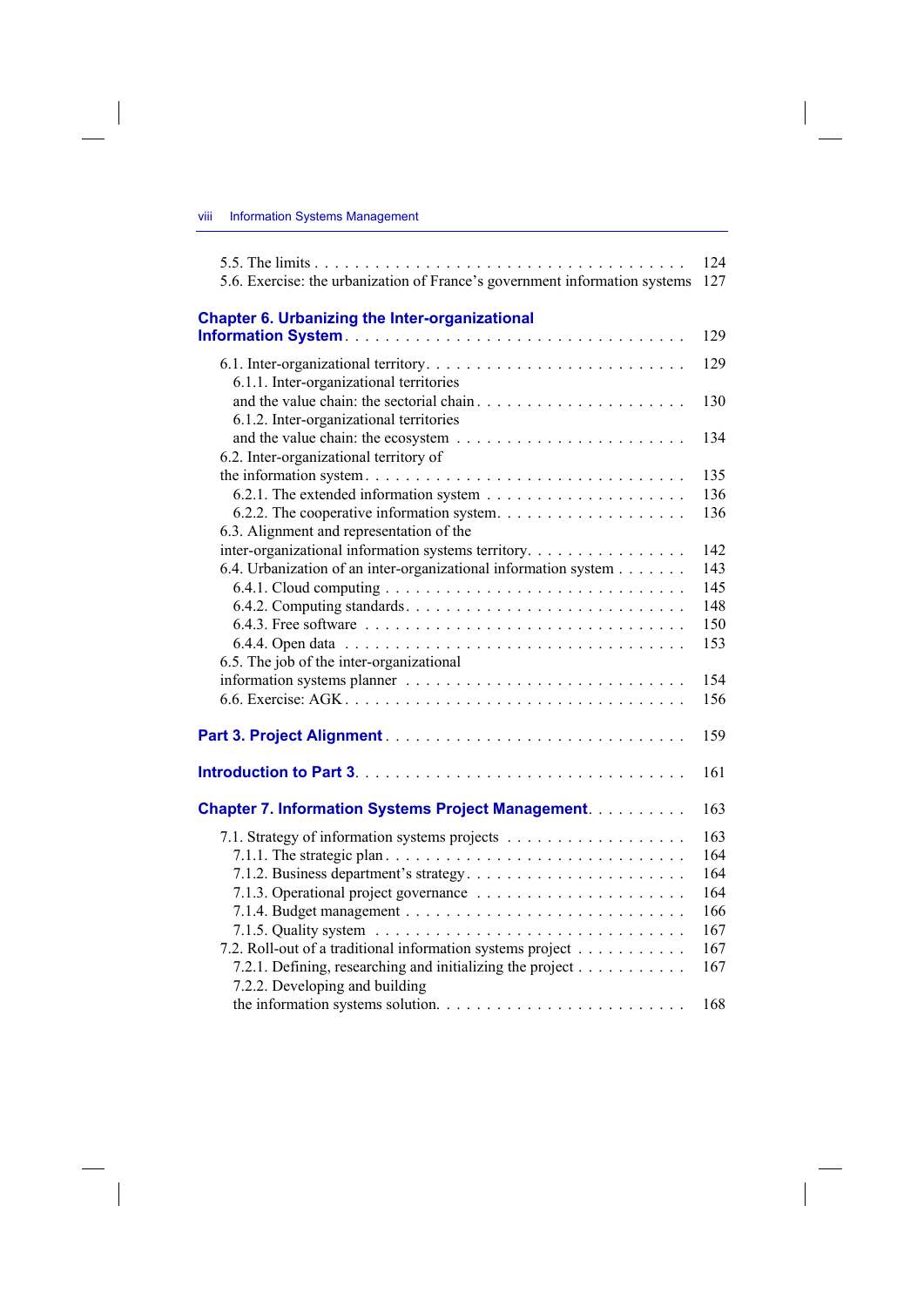5.5. The limits . . . . . . . . . . . . . . . . . . . . . . . . . . . . . . . . . . . . 124
5.6. Exercise: the urbanization of France's government information systems 127

**Chapter 6. Urbanizing the Inter-organizational Information System** . . . . . . . . . . . . . . . . . . . . . . . . . . . . . . . . 129

6.1. Inter-organizational territory. . . . . . . . . . . . . . . . . . . . . . . . . . 129
6.1.1. Inter-organizational territories and the value chain: the sectorial chain . . . . . . . . . . . . . . . . . . . . . 130
6.1.2. Inter-organizational territories and the value chain: the ecosystem . . . . . . . . . . . . . . . . . . . . . . . 134
6.2. Inter-organizational territory of the information system. . . . . . . . . . . . . . . . . . . . . . . . . . . . . . 135
6.2.1. The extended information system . . . . . . . . . . . . . . . . . . . . 136
6.2.2. The cooperative information system. . . . . . . . . . . . . . . . . . . 136
6.3. Alignment and representation of the inter-organizational information systems territory. . . . . . . . . . . . . . . . 142
6.4. Urbanization of an inter-organizational information system . . . . . . . 143
6.4.1. Cloud computing . . . . . . . . . . . . . . . . . . . . . . . . . . . . . 145
6.4.2. Computing standards. . . . . . . . . . . . . . . . . . . . . . . . . . . 148
6.4.3. Free software . . . . . . . . . . . . . . . . . . . . . . . . . . . . . . 150
6.4.4. Open data . . . . . . . . . . . . . . . . . . . . . . . . . . . . . . . . 153
6.5. The job of the inter-organizational information systems planner . . . . . . . . . . . . . . . . . . . . . . . . . . 154
6.6. Exercise: AGK. . . . . . . . . . . . . . . . . . . . . . . . . . . . . . . . 156

**Part 3. Project Alignment** . . . . . . . . . . . . . . . . . . . . . . . . . . . . 159

**Introduction to Part 3**. . . . . . . . . . . . . . . . . . . . . . . . . . . . . . . 161

**Chapter 7. Information Systems Project Management**. . . . . . . . . . 163

7.1. Strategy of information systems projects . . . . . . . . . . . . . . . . . . 163
7.1.1. The strategic plan . . . . . . . . . . . . . . . . . . . . . . . . . . . . 164
7.1.2. Business department's strategy . . . . . . . . . . . . . . . . . . . . . . 164
7.1.3. Operational project governance . . . . . . . . . . . . . . . . . . . . . 164
7.1.4. Budget management . . . . . . . . . . . . . . . . . . . . . . . . . . . 166
7.1.5. Quality system . . . . . . . . . . . . . . . . . . . . . . . . . . . . . . 167
7.2. Roll-out of a traditional information systems project . . . . . . . . . . . 167
7.2.1. Defining, researching and initializing the project . . . . . . . . . . . 167
7.2.2. Developing and building the information systems solution. . . . . . . . . . . . . . . . . . . . . . . . . 168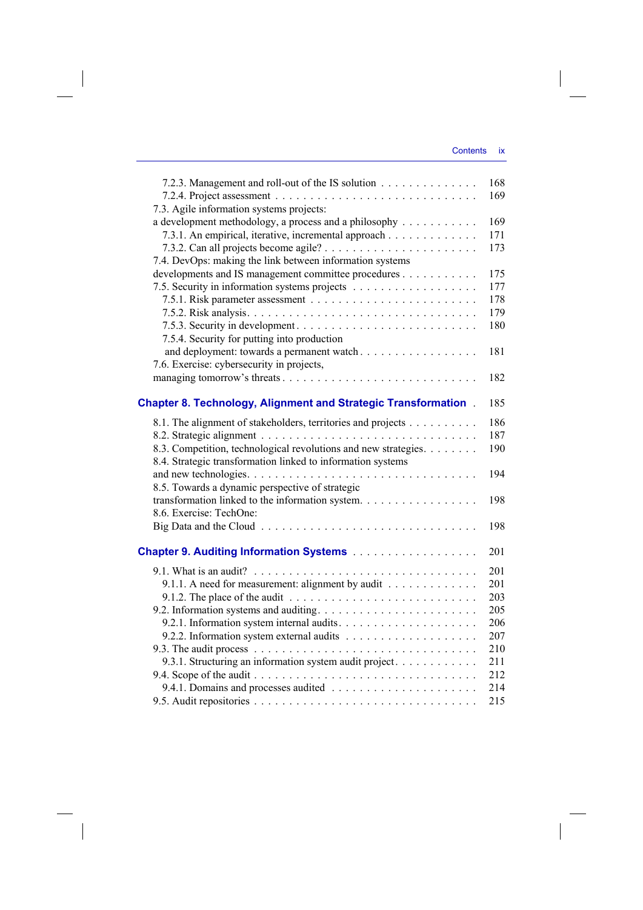7.2.3. Management and roll-out of the IS solution . . . . . . . . . . . . . . 168
7.2.4. Project assessment . . . . . . . . . . . . . . . . . . . . . . . . . . . 169
7.3. Agile information systems projects:
a development methodology, a process and a philosophy . . . . . . . . . . . 169
7.3.1. An empirical, iterative, incremental approach . . . . . . . . . . . . 171
7.3.2. Can all projects become agile? . . . . . . . . . . . . . . . . . . . . . 173
7.4. DevOps: making the link between information systems
developments and IS management committee procedures . . . . . . . . . . . 175
7.5. Security in information systems projects . . . . . . . . . . . . . . . . . 177
7.5.1. Risk parameter assessment . . . . . . . . . . . . . . . . . . . . . . . 178
7.5.2. Risk analysis. . . . . . . . . . . . . . . . . . . . . . . . . . . . . . 179
7.5.3. Security in development . . . . . . . . . . . . . . . . . . . . . . . . 180
7.5.4. Security for putting into production
and deployment: towards a permanent watch . . . . . . . . . . . . . . . . . 181
7.6. Exercise: cybersecurity in projects,
managing tomorrow's threats . . . . . . . . . . . . . . . . . . . . . . . . . 182

## Chapter 8. Technology, Alignment and Strategic Transformation . 185

8.1. The alignment of stakeholders, territories and projects . . . . . . . . . 186
8.2. Strategic alignment . . . . . . . . . . . . . . . . . . . . . . . . . . . . 187
8.3. Competition, technological revolutions and new strategies. . . . . . . . 190
8.4. Strategic transformation linked to information systems
and new technologies. . . . . . . . . . . . . . . . . . . . . . . . . . . . . 194
8.5. Towards a dynamic perspective of strategic
transformation linked to the information system. . . . . . . . . . . . . . . 198
8.6. Exercise: TechOne:
Big Data and the Cloud . . . . . . . . . . . . . . . . . . . . . . . . . . . . 198

## Chapter 9. Auditing Information Systems . . . . . . . . . . . . . . . . 201

9.1. What is an audit? . . . . . . . . . . . . . . . . . . . . . . . . . . . . 201
9.1.1. A need for measurement: alignment by audit . . . . . . . . . . . . . 201
9.1.2. The place of the audit . . . . . . . . . . . . . . . . . . . . . . . . . 203
9.2. Information systems and auditing. . . . . . . . . . . . . . . . . . . . . 205
9.2.1. Information system internal audits. . . . . . . . . . . . . . . . . . . 206
9.2.2. Information system external audits . . . . . . . . . . . . . . . . . . 207
9.3. The audit process . . . . . . . . . . . . . . . . . . . . . . . . . . . . . 210
9.3.1. Structuring an information system audit project. . . . . . . . . . . . 211
9.4. Scope of the audit . . . . . . . . . . . . . . . . . . . . . . . . . . . . 212
9.4.1. Domains and processes audited . . . . . . . . . . . . . . . . . . . . . 214
9.5. Audit repositories . . . . . . . . . . . . . . . . . . . . . . . . . . . . 215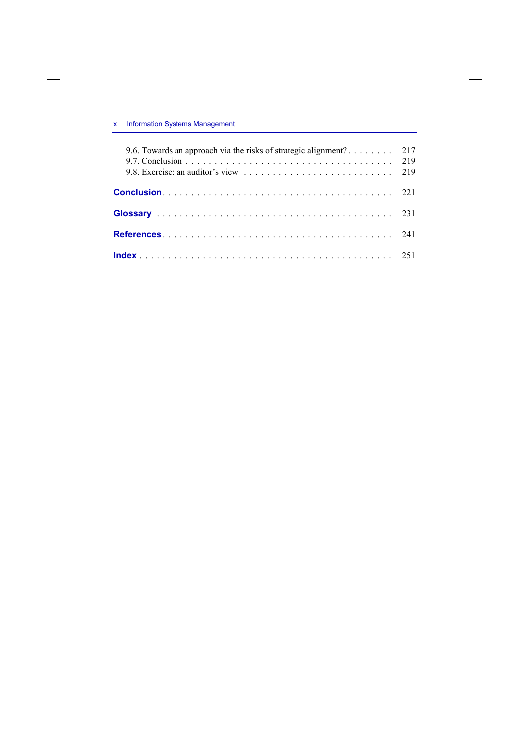9.6. Towards an approach via the risks of strategic alignment? . . . . . . . . 217
9.7. Conclusion . . . . . . . . . . . . . . . . . . . . . . . . . . . . . . . . . . . 219
9.8. Exercise: an auditor's view . . . . . . . . . . . . . . . . . . . . . . . . 219

**Conclusion** . . . . . . . . . . . . . . . . . . . . . . . . . . . . . . . . . . . 221

**Glossary** . . . . . . . . . . . . . . . . . . . . . . . . . . . . . . . . . . . 231

**References** . . . . . . . . . . . . . . . . . . . . . . . . . . . . . . . . . . . 241

**Index** . . . . . . . . . . . . . . . . . . . . . . . . . . . . . . . . . . . 251